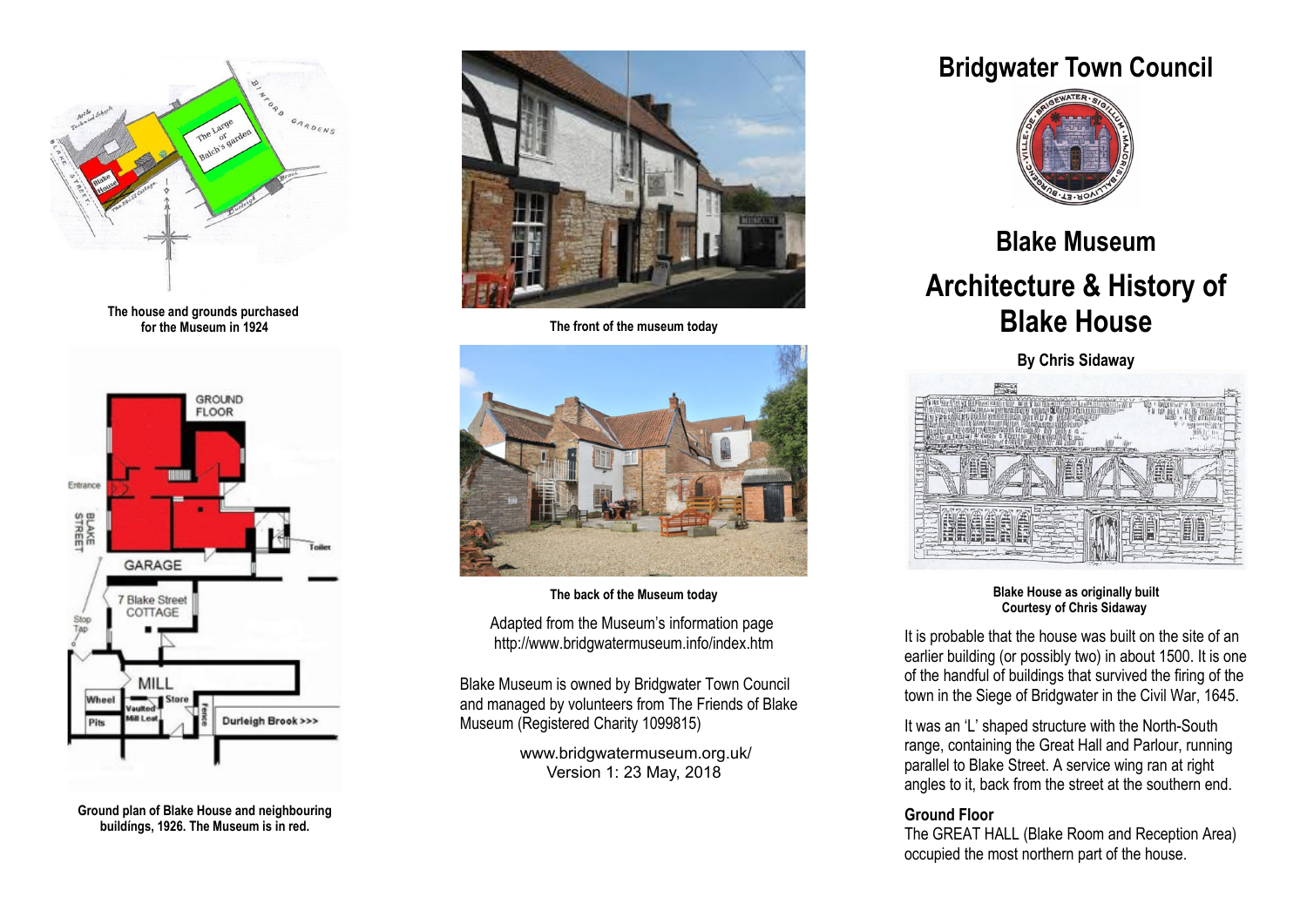The house and grounds purchased for the Museum in 1924

Ground plan of Blake House and neighbouring buildings, 1926. The Museum is in red.

The front of the museum today

The back of the Museum today

Adapted from the Museum's information page
http://www.bridgwatermuseum.info/index.htm

Blake Museum is owned by Bridgwater Town Council and managed by volunteers from The Friends of Blake Museum (Registered Charity 1099815)

www.bridgwatermuseum.org.uk/
Version 1: 23 May, 2018

# Bridgwater Town Council

# Blake Museum

# Architecture & History of Blake House

**By Chris Sidaway**

Blake House as originally built
Courtesy of Chris Sidaway

It is probable that the house was built on the site of an earlier building (or possibly two) in about 1500. It is one of the handful of buildings that survived the firing of the town in the Siege of Bridgwater in the Civil War, 1645.

It was an 'L' shaped structure with the North-South range, containing the Great Hall and Parlour, running parallel to Blake Street. A service wing ran at right angles to it, back from the street at the southern end.

**Ground Floor**

The GREAT HALL (Blake Room and Reception Area) occupied the most northern part of the house.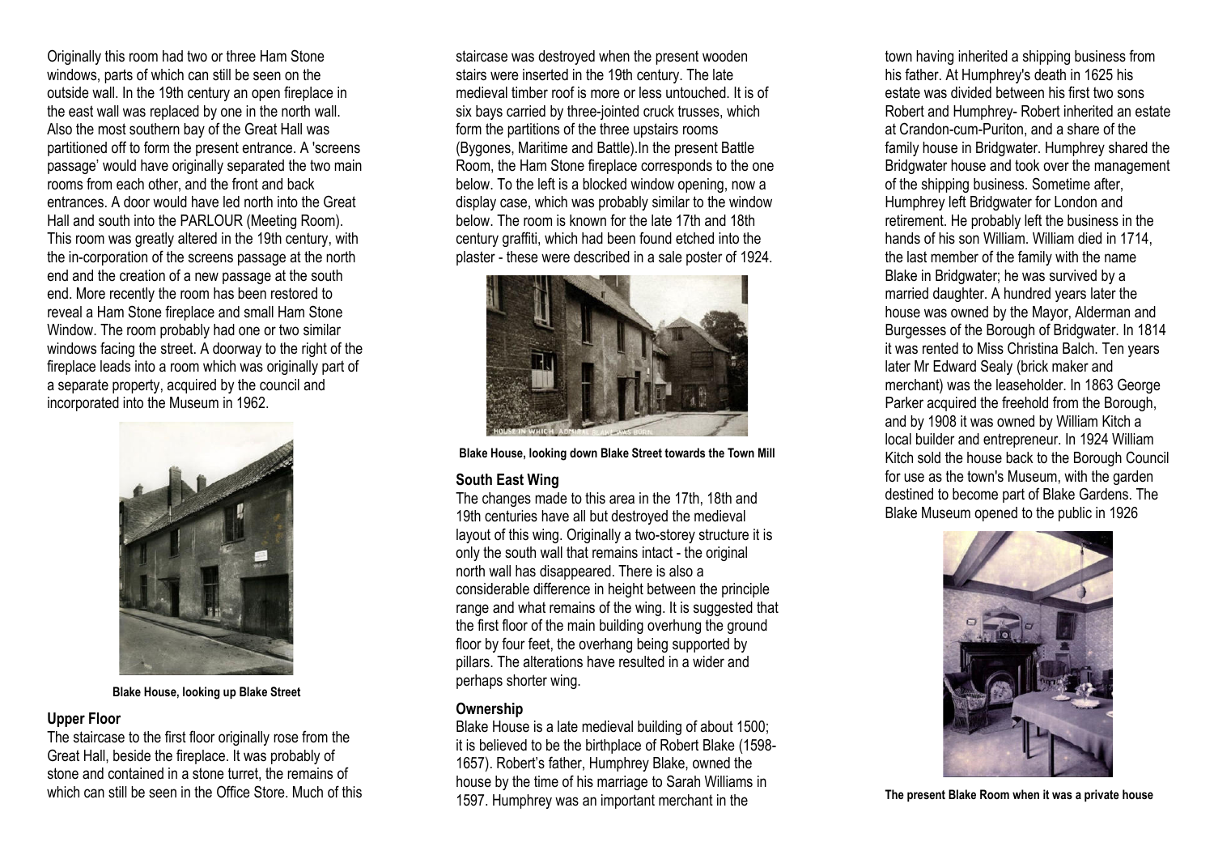Originally this room had two or three Ham Stone windows, parts of which can still be seen on the outside wall. In the 19th century an open fireplace in the east wall was replaced by one in the north wall. Also the most southern bay of the Great Hall was partitioned off to form the present entrance. A 'screens passage' would have originally separated the two main rooms from each other, and the front and back entrances. A door would have led north into the Great Hall and south into the PARLOUR (Meeting Room). This room was greatly altered in the 19th century, with the in-corporation of the screens passage at the north end and the creation of a new passage at the south end. More recently the room has been restored to reveal a Ham Stone fireplace and small Ham Stone Window. The room probably had one or two similar windows facing the street. A doorway to the right of the fireplace leads into a room which was originally part of a separate property, acquired by the council and incorporated into the Museum in 1962.

**Blake House, looking up Blake Street**

### Upper Floor

The staircase to the first floor originally rose from the Great Hall, beside the fireplace. It was probably of stone and contained in a stone turret, the remains of which can still be seen in the Office Store. Much of this staircase was destroyed when the present wooden stairs were inserted in the 19th century. The late medieval timber roof is more or less untouched. It is of six bays carried by three-jointed cruck trusses, which form the partitions of the three upstairs rooms (Bygones, Maritime and Battle).In the present Battle Room, the Ham Stone fireplace corresponds to the one below. To the left is a blocked window opening, now a display case, which was probably similar to the window below. The room is known for the late 17th and 18th century graffiti, which had been found etched into the plaster - these were described in a sale poster of 1924.

**Blake House, looking down Blake Street towards the Town Mill**

### South East Wing

The changes made to this area in the 17th, 18th and 19th centuries have all but destroyed the medieval layout of this wing. Originally a two-storey structure it is only the south wall that remains intact - the original north wall has disappeared. There is also a considerable difference in height between the principle range and what remains of the wing. It is suggested that the first floor of the main building overhung the ground floor by four feet, the overhang being supported by pillars. The alterations have resulted in a wider and perhaps shorter wing.

### Ownership

Blake House is a late medieval building of about 1500; it is believed to be the birthplace of Robert Blake (1598-1657). Robert's father, Humphrey Blake, owned the house by the time of his marriage to Sarah Williams in 1597. Humphrey was an important merchant in the town having inherited a shipping business from his father. At Humphrey's death in 1625 his estate was divided between his first two sons Robert and Humphrey- Robert inherited an estate at Crandon-cum-Puriton, and a share of the family house in Bridgwater. Humphrey shared the Bridgwater house and took over the management of the shipping business. Sometime after, Humphrey left Bridgwater for London and retirement. He probably left the business in the hands of his son William. William died in 1714, the last member of the family with the name Blake in Bridgwater; he was survived by a married daughter. A hundred years later the house was owned by the Mayor, Alderman and Burgesses of the Borough of Bridgwater. In 1814 it was rented to Miss Christina Balch. Ten years later Mr Edward Sealy (brick maker and merchant) was the leaseholder. In 1863 George Parker acquired the freehold from the Borough, and by 1908 it was owned by William Kitch a local builder and entrepreneur. In 1924 William Kitch sold the house back to the Borough Council for use as the town's Museum, with the garden destined to become part of Blake Gardens. The Blake Museum opened to the public in 1926

**The present Blake Room when it was a private house**